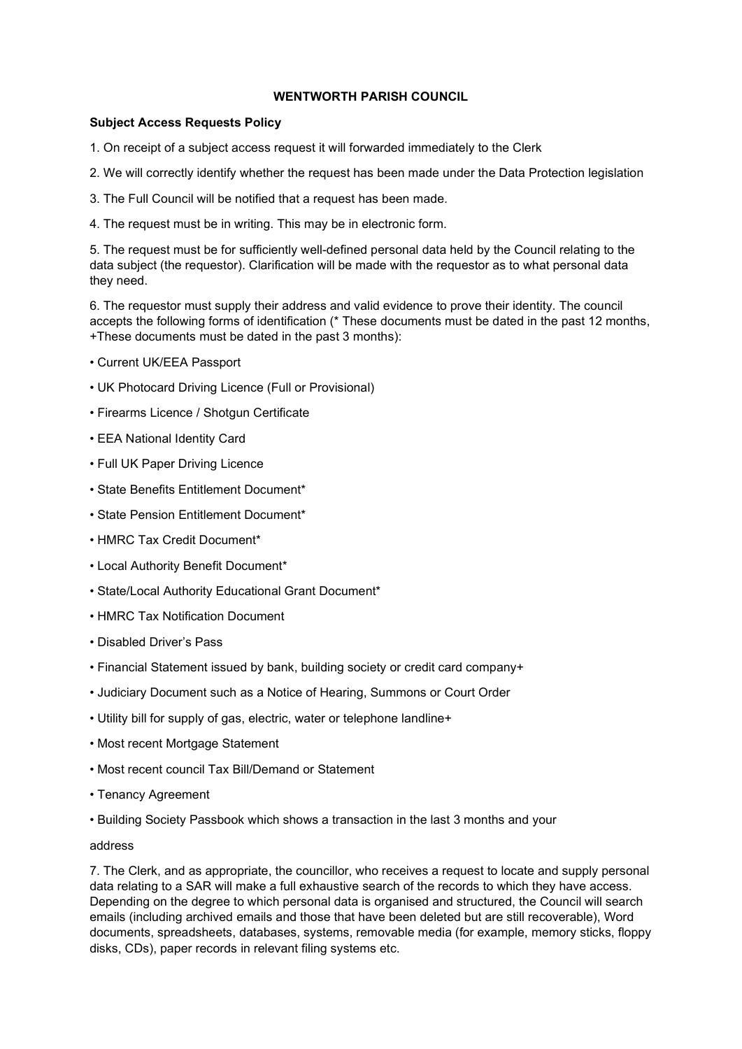# WENTWORTH PARISH COUNCIL

**Subject Access Requests Policy**

1. On receipt of a subject access request it will forwarded immediately to the Clerk

2. We will correctly identify whether the request has been made under the Data Protection legislation

3. The Full Council will be notified that a request has been made.

4. The request must be in writing. This may be in electronic form.

5. The request must be for sufficiently well-defined personal data held by the Council relating to the data subject (the requestor). Clarification will be made with the requestor as to what personal data they need.

6. The requestor must supply their address and valid evidence to prove their identity. The council accepts the following forms of identification (* These documents must be dated in the past 12 months, +These documents must be dated in the past 3 months):

- Current UK/EEA Passport
- UK Photocard Driving Licence (Full or Provisional)
- Firearms Licence / Shotgun Certificate
- EEA National Identity Card
- Full UK Paper Driving Licence
- State Benefits Entitlement Document*
- State Pension Entitlement Document*
- HMRC Tax Credit Document*
- Local Authority Benefit Document*
- State/Local Authority Educational Grant Document*
- HMRC Tax Notification Document
- Disabled Driver's Pass
- Financial Statement issued by bank, building society or credit card company+
- Judiciary Document such as a Notice of Hearing, Summons or Court Order
- Utility bill for supply of gas, electric, water or telephone landline+
- Most recent Mortgage Statement
- Most recent council Tax Bill/Demand or Statement
- Tenancy Agreement
- Building Society Passbook which shows a transaction in the last 3 months and your address

7. The Clerk, and as appropriate, the councillor, who receives a request to locate and supply personal data relating to a SAR will make a full exhaustive search of the records to which they have access. Depending on the degree to which personal data is organised and structured, the Council will search emails (including archived emails and those that have been deleted but are still recoverable), Word documents, spreadsheets, databases, systems, removable media (for example, memory sticks, floppy disks, CDs), paper records in relevant filing systems etc.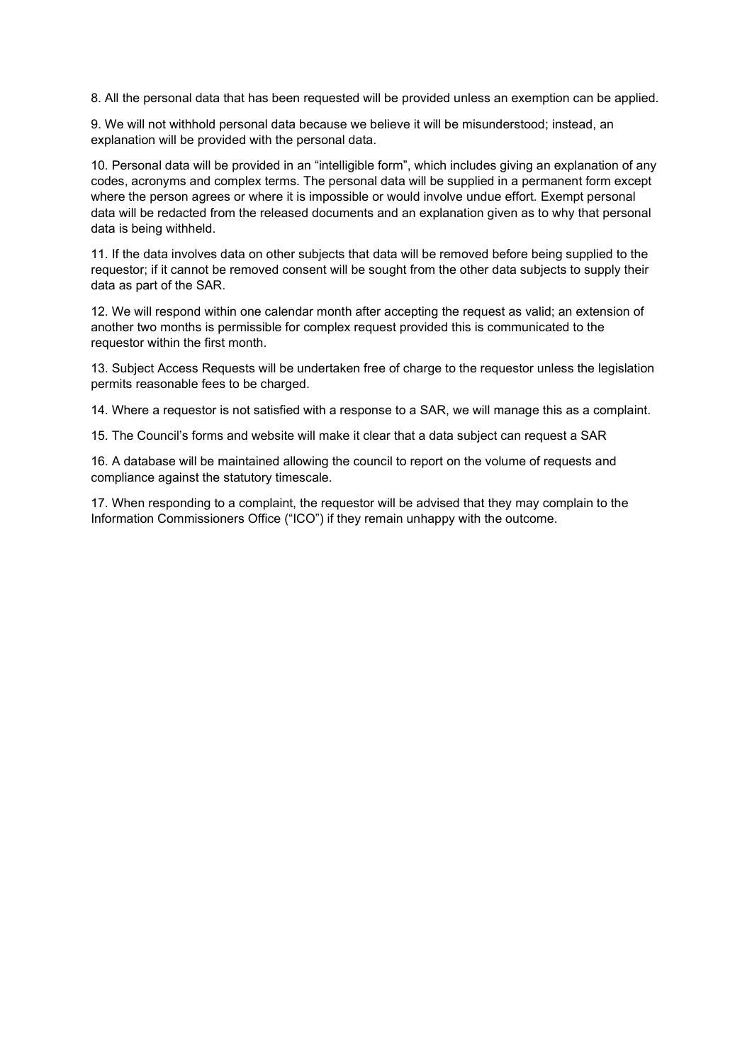8. All the personal data that has been requested will be provided unless an exemption can be applied.

9. We will not withhold personal data because we believe it will be misunderstood; instead, an explanation will be provided with the personal data.

10. Personal data will be provided in an "intelligible form", which includes giving an explanation of any codes, acronyms and complex terms. The personal data will be supplied in a permanent form except where the person agrees or where it is impossible or would involve undue effort. Exempt personal data will be redacted from the released documents and an explanation given as to why that personal data is being withheld.

11. If the data involves data on other subjects that data will be removed before being supplied to the requestor; if it cannot be removed consent will be sought from the other data subjects to supply their data as part of the SAR.

12. We will respond within one calendar month after accepting the request as valid; an extension of another two months is permissible for complex request provided this is communicated to the requestor within the first month.

13. Subject Access Requests will be undertaken free of charge to the requestor unless the legislation permits reasonable fees to be charged.

14. Where a requestor is not satisfied with a response to a SAR, we will manage this as a complaint.

15. The Council's forms and website will make it clear that a data subject can request a SAR

16. A database will be maintained allowing the council to report on the volume of requests and compliance against the statutory timescale.

17. When responding to a complaint, the requestor will be advised that they may complain to the Information Commissioners Office ("ICO") if they remain unhappy with the outcome.